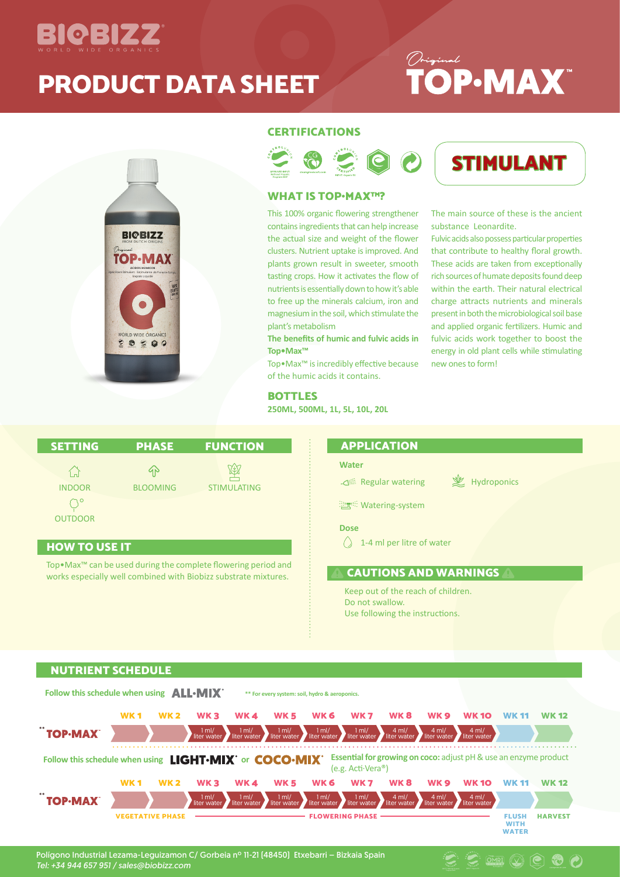# BIOBIZZ

WORLD WIDE ORGANICS

# PRODUCT DATA SHEET

# *Original* TOP·MAX™

## CERTIFICATIONS

**STIMULANT**

## WHAT IS TOP·MAX™?

This 100% organic flowering strengthener contains ingredients that can help increase the actual size and weight of the flower clusters. Nutrient uptake is improved. And plants grown result in sweeter, smooth tasting crops. How it activates the flow of nutrients is essentially down to how it's able to free up the minerals calcium, iron and magnesium in the soil, which stimulate the plant's metabolism

**The benefits of humic and fulvic acids in Top•Max™**

Top•Max™ is incredibly effective because of the humic acids it contains.

The main source of these is the ancient substance Leonardite.

Fulvic acids also possess particular properties that contribute to healthy floral growth. These acids are taken from exceptionally rich sources of humate deposits found deep within the earth. Their natural electrical charge attracts nutrients and minerals present in both the microbiological soil base and applied organic fertilizers. Humic and fulvic acids work together to boost the energy in old plant cells while stimulating new ones to form!

## BOTTLES

**250ML, 500ML, 1L, 5L, 10L, 20L**

| SETTING | PHASE | FUNCTION |
|---|---|---|
| INDOOR<br>OUTDOOR | BLOOMING | STIMULATING |

## HOW TO USE IT

Top•Max™ can be used during the complete flowering period and works especially well combined with Biobizz substrate mixtures.

## APPLICATION

**Water**

- Regular watering
- Hydroponics
- Watering-system

**Dose**

- 1-4 ml per litre of water

## CAUTIONS AND WARNINGS

Keep out of the reach of children.
Do not swallow.
Use following the instructions.

## NUTRIENT SCHEDULE

**Follow this schedule when using ALL·MIX®** — ** For every system: soil, hydro & aeroponics.

| | WK 1 | WK 2 | WK 3 | WK 4 | WK 5 | WK 6 | WK 7 | WK 8 | WK 9 | WK 10 | WK 11 | WK 12 |
|---|---|---|---|---|---|---|---|---|---|---|---|---|
| ** TOP·MAX™ | | | 1 ml/ liter water | 1 ml/ liter water | 1 ml/ liter water | 1 ml/ liter water | 1 ml/ liter water | 4 ml/ liter water | 4 ml/ liter water | 4 ml/ liter water | | |

**Follow this schedule when using LIGHT·MIX® or COCO·MIX®** — **Essential for growing on coco:** adjust pH & use an enzyme product (e.g. Acti-Vera®)

| | WK 1 | WK 2 | WK 3 | WK 4 | WK 5 | WK 6 | WK 7 | WK 8 | WK 9 | WK 10 | WK 11 | WK 12 |
|---|---|---|---|---|---|---|---|---|---|---|---|---|
| ** TOP·MAX™ | | | 1 ml/ liter water | 1 ml/ liter water | 1 ml/ liter water | 1 ml/ liter water | 1 ml/ liter water | 4 ml/ liter water | 4 ml/ liter water | 4 ml/ liter water | | |
| | VEGETATIVE PHASE | | FLOWERING PHASE | | | | | | | | FLUSH WITH WATER | HARVEST |

Polígono Industrial Lezama-Leguizamon C/ Gorbeia nº 11-21 (48450) Etxebarri – Bizkaia Spain
*Tel: +34 944 657 951 / sales@biobizz.com*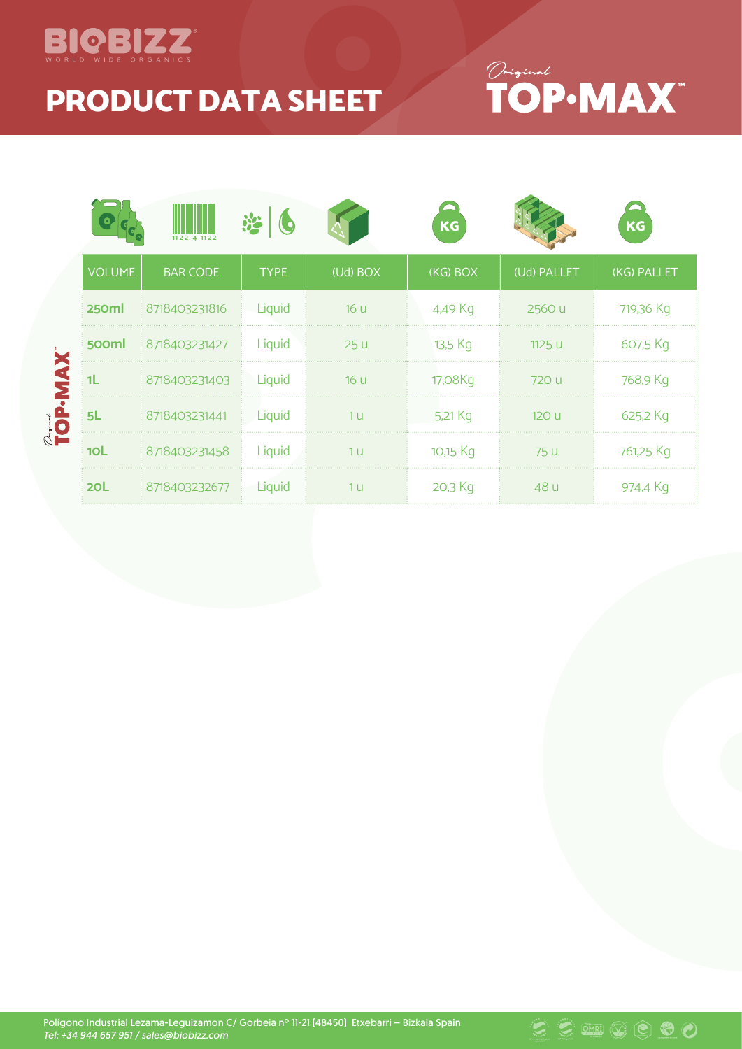# PRODUCT DATA SHEET

Original TOP·MAX™

| VOLUME | BAR CODE | TYPE | (Ud) BOX | (KG) BOX | (Ud) PALLET | (KG) PALLET |
|---|---|---|---|---|---|---|
| 250ml | 8718403231816 | Liquid | 16 u | 4,49 Kg | 2560 u | 719,36 Kg |
| 500ml | 8718403231427 | Liquid | 25 u | 13,5 Kg | 1125 u | 607,5 Kg |
| 1L | 8718403231403 | Liquid | 16 u | 17,08Kg | 720 u | 768,9 Kg |
| 5L | 8718403231441 | Liquid | 1 u | 5,21 Kg | 120 u | 625,2 Kg |
| 10L | 8718403231458 | Liquid | 1 u | 10,15 Kg | 75 u | 761,25 Kg |
| 20L | 8718403232677 | Liquid | 1 u | 20,3 Kg | 48 u | 974,4 Kg |

Polígono Industrial Lezama-Leguizamon C/ Gorbeia nº 11-21 (48450) Etxebarri – Bizkaia Spain
*Tel: +34 944 657 951 / sales@biobizz.com*